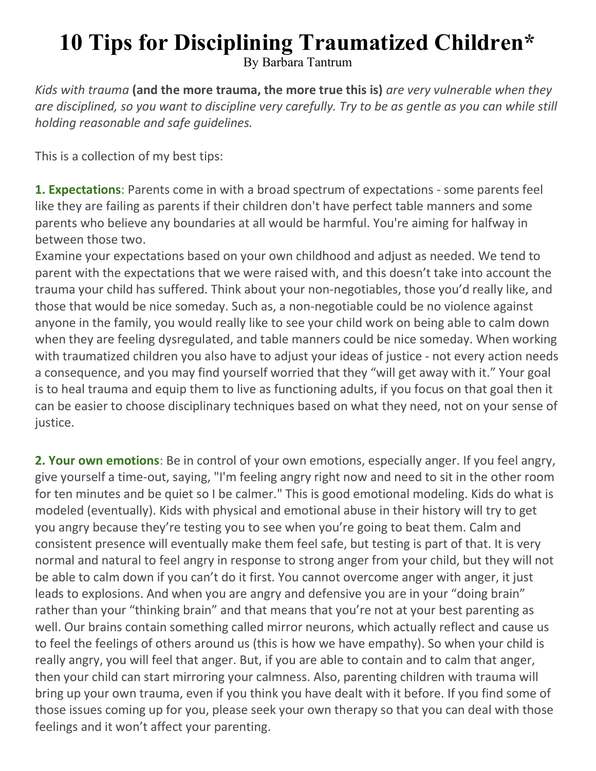# 10 Tips for Disciplining Traumatized Children*

By Barbara Tantrum

*Kids with trauma* **(and the more trauma, the more true this is)** *are very vulnerable when they are disciplined, so you want to discipline very carefully. Try to be as gentle as you can while still holding reasonable and safe guidelines.*

This is a collection of my best tips:

**1. Expectations**: Parents come in with a broad spectrum of expectations - some parents feel like they are failing as parents if their children don't have perfect table manners and some parents who believe any boundaries at all would be harmful. You're aiming for halfway in between those two.
Examine your expectations based on your own childhood and adjust as needed. We tend to parent with the expectations that we were raised with, and this doesn't take into account the trauma your child has suffered. Think about your non-negotiables, those you'd really like, and those that would be nice someday. Such as, a non-negotiable could be no violence against anyone in the family, you would really like to see your child work on being able to calm down when they are feeling dysregulated, and table manners could be nice someday. When working with traumatized children you also have to adjust your ideas of justice - not every action needs a consequence, and you may find yourself worried that they "will get away with it." Your goal is to heal trauma and equip them to live as functioning adults, if you focus on that goal then it can be easier to choose disciplinary techniques based on what they need, not on your sense of justice.

**2. Your own emotions**: Be in control of your own emotions, especially anger. If you feel angry, give yourself a time-out, saying, "I'm feeling angry right now and need to sit in the other room for ten minutes and be quiet so I be calmer." This is good emotional modeling. Kids do what is modeled (eventually). Kids with physical and emotional abuse in their history will try to get you angry because they're testing you to see when you're going to beat them. Calm and consistent presence will eventually make them feel safe, but testing is part of that. It is very normal and natural to feel angry in response to strong anger from your child, but they will not be able to calm down if you can't do it first. You cannot overcome anger with anger, it just leads to explosions. And when you are angry and defensive you are in your "doing brain" rather than your "thinking brain" and that means that you're not at your best parenting as well. Our brains contain something called mirror neurons, which actually reflect and cause us to feel the feelings of others around us (this is how we have empathy). So when your child is really angry, you will feel that anger. But, if you are able to contain and to calm that anger, then your child can start mirroring your calmness. Also, parenting children with trauma will bring up your own trauma, even if you think you have dealt with it before. If you find some of those issues coming up for you, please seek your own therapy so that you can deal with those feelings and it won't affect your parenting.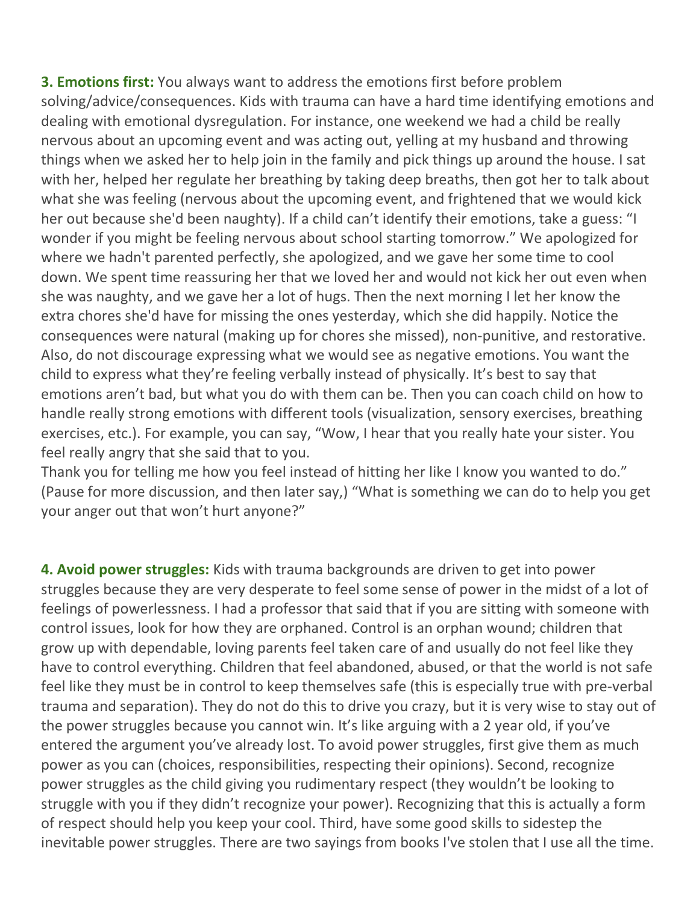**3. Emotions first:** You always want to address the emotions first before problem solving/advice/consequences. Kids with trauma can have a hard time identifying emotions and dealing with emotional dysregulation. For instance, one weekend we had a child be really nervous about an upcoming event and was acting out, yelling at my husband and throwing things when we asked her to help join in the family and pick things up around the house. I sat with her, helped her regulate her breathing by taking deep breaths, then got her to talk about what she was feeling (nervous about the upcoming event, and frightened that we would kick her out because she'd been naughty). If a child can't identify their emotions, take a guess: "I wonder if you might be feeling nervous about school starting tomorrow." We apologized for where we hadn't parented perfectly, she apologized, and we gave her some time to cool down. We spent time reassuring her that we loved her and would not kick her out even when she was naughty, and we gave her a lot of hugs. Then the next morning I let her know the extra chores she'd have for missing the ones yesterday, which she did happily. Notice the consequences were natural (making up for chores she missed), non-punitive, and restorative. Also, do not discourage expressing what we would see as negative emotions. You want the child to express what they're feeling verbally instead of physically. It's best to say that emotions aren't bad, but what you do with them can be. Then you can coach child on how to handle really strong emotions with different tools (visualization, sensory exercises, breathing exercises, etc.). For example, you can say, "Wow, I hear that you really hate your sister. You feel really angry that she said that to you.
Thank you for telling me how you feel instead of hitting her like I know you wanted to do." (Pause for more discussion, and then later say,) "What is something we can do to help you get your anger out that won't hurt anyone?"

**4. Avoid power struggles:** Kids with trauma backgrounds are driven to get into power struggles because they are very desperate to feel some sense of power in the midst of a lot of feelings of powerlessness. I had a professor that said that if you are sitting with someone with control issues, look for how they are orphaned. Control is an orphan wound; children that grow up with dependable, loving parents feel taken care of and usually do not feel like they have to control everything. Children that feel abandoned, abused, or that the world is not safe feel like they must be in control to keep themselves safe (this is especially true with pre-verbal trauma and separation). They do not do this to drive you crazy, but it is very wise to stay out of the power struggles because you cannot win. It's like arguing with a 2 year old, if you've entered the argument you've already lost. To avoid power struggles, first give them as much power as you can (choices, responsibilities, respecting their opinions). Second, recognize power struggles as the child giving you rudimentary respect (they wouldn't be looking to struggle with you if they didn't recognize your power). Recognizing that this is actually a form of respect should help you keep your cool. Third, have some good skills to sidestep the inevitable power struggles. There are two sayings from books I've stolen that I use all the time.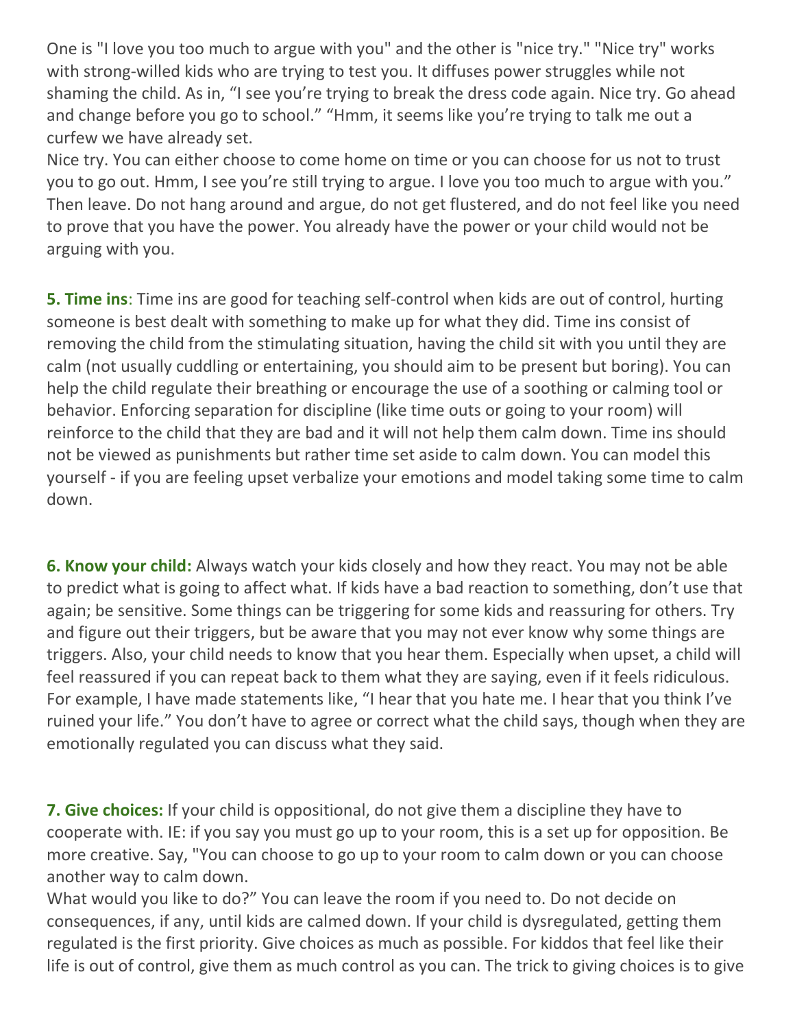One is "I love you too much to argue with you" and the other is "nice try." "Nice try" works with strong-willed kids who are trying to test you. It diffuses power struggles while not shaming the child. As in, “I see you’re trying to break the dress code again. Nice try. Go ahead and change before you go to school.” “Hmm, it seems like you’re trying to talk me out a curfew we have already set.
Nice try. You can either choose to come home on time or you can choose for us not to trust you to go out. Hmm, I see you’re still trying to argue. I love you too much to argue with you.” Then leave. Do not hang around and argue, do not get flustered, and do not feel like you need to prove that you have the power. You already have the power or your child would not be arguing with you.

**5. Time ins**: Time ins are good for teaching self-control when kids are out of control, hurting someone is best dealt with something to make up for what they did. Time ins consist of removing the child from the stimulating situation, having the child sit with you until they are calm (not usually cuddling or entertaining, you should aim to be present but boring). You can help the child regulate their breathing or encourage the use of a soothing or calming tool or behavior. Enforcing separation for discipline (like time outs or going to your room) will reinforce to the child that they are bad and it will not help them calm down. Time ins should not be viewed as punishments but rather time set aside to calm down. You can model this yourself - if you are feeling upset verbalize your emotions and model taking some time to calm down.

**6. Know your child:** Always watch your kids closely and how they react. You may not be able to predict what is going to affect what. If kids have a bad reaction to something, don’t use that again; be sensitive. Some things can be triggering for some kids and reassuring for others. Try and figure out their triggers, but be aware that you may not ever know why some things are triggers. Also, your child needs to know that you hear them. Especially when upset, a child will feel reassured if you can repeat back to them what they are saying, even if it feels ridiculous. For example, I have made statements like, “I hear that you hate me. I hear that you think I’ve ruined your life.” You don’t have to agree or correct what the child says, though when they are emotionally regulated you can discuss what they said.

**7. Give choices:** If your child is oppositional, do not give them a discipline they have to cooperate with. IE: if you say you must go up to your room, this is a set up for opposition. Be more creative. Say, "You can choose to go up to your room to calm down or you can choose another way to calm down.
What would you like to do?” You can leave the room if you need to. Do not decide on consequences, if any, until kids are calmed down. If your child is dysregulated, getting them regulated is the first priority. Give choices as much as possible. For kiddos that feel like their life is out of control, give them as much control as you can. The trick to giving choices is to give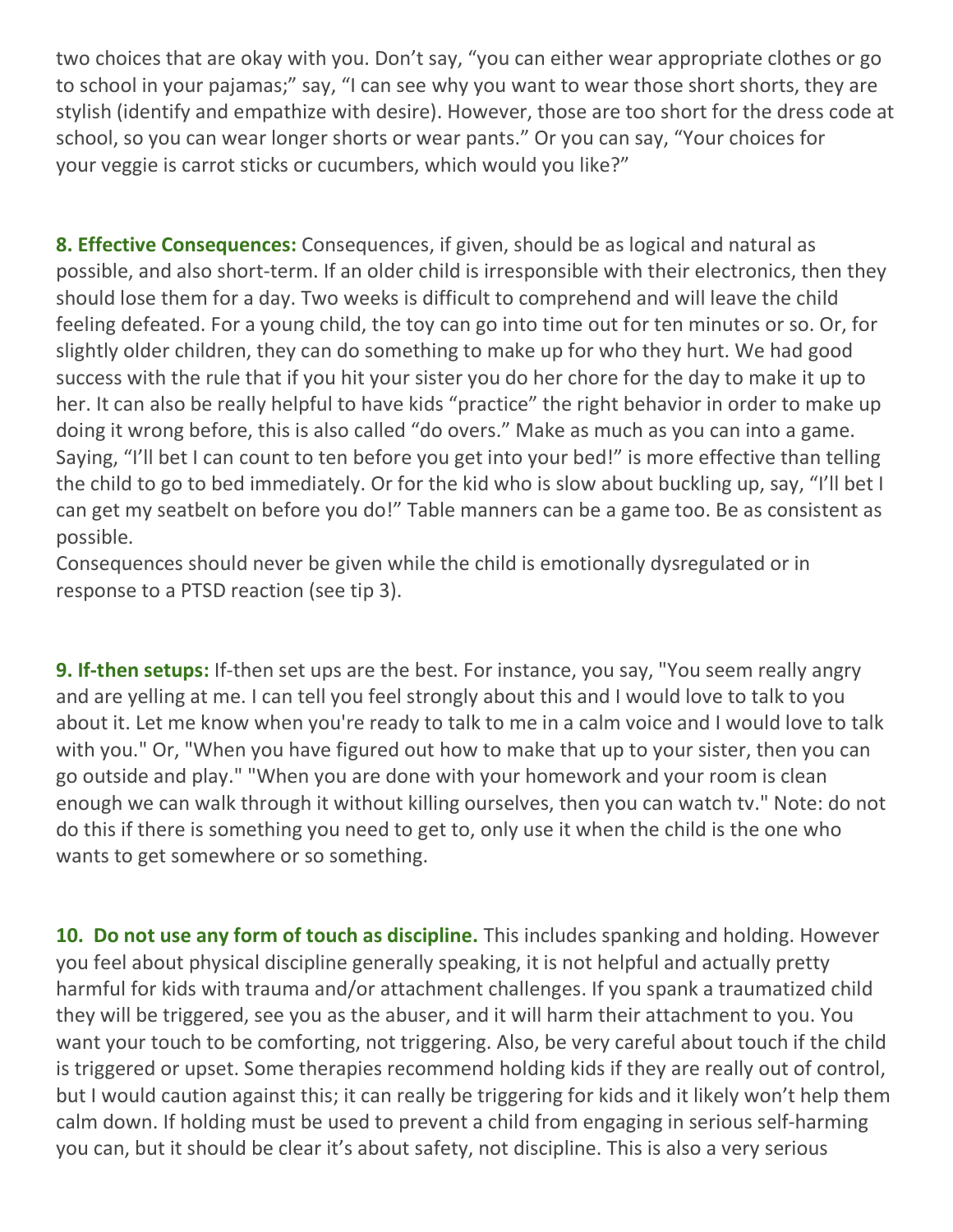two choices that are okay with you. Don't say, "you can either wear appropriate clothes or go to school in your pajamas;" say, "I can see why you want to wear those short shorts, they are stylish (identify and empathize with desire). However, those are too short for the dress code at school, so you can wear longer shorts or wear pants." Or you can say, "Your choices for your veggie is carrot sticks or cucumbers, which would you like?"

**8. Effective Consequences:** Consequences, if given, should be as logical and natural as possible, and also short-term. If an older child is irresponsible with their electronics, then they should lose them for a day. Two weeks is difficult to comprehend and will leave the child feeling defeated. For a young child, the toy can go into time out for ten minutes or so. Or, for slightly older children, they can do something to make up for who they hurt. We had good success with the rule that if you hit your sister you do her chore for the day to make it up to her. It can also be really helpful to have kids "practice" the right behavior in order to make up doing it wrong before, this is also called "do overs." Make as much as you can into a game. Saying, "I'll bet I can count to ten before you get into your bed!" is more effective than telling the child to go to bed immediately. Or for the kid who is slow about buckling up, say, "I'll bet I can get my seatbelt on before you do!" Table manners can be a game too. Be as consistent as possible.

Consequences should never be given while the child is emotionally dysregulated or in response to a PTSD reaction (see tip 3).

**9. If-then setups:** If-then set ups are the best. For instance, you say, "You seem really angry and are yelling at me. I can tell you feel strongly about this and I would love to talk to you about it. Let me know when you're ready to talk to me in a calm voice and I would love to talk with you." Or, "When you have figured out how to make that up to your sister, then you can go outside and play." "When you are done with your homework and your room is clean enough we can walk through it without killing ourselves, then you can watch tv." Note: do not do this if there is something you need to get to, only use it when the child is the one who wants to get somewhere or so something.

**10. Do not use any form of touch as discipline.** This includes spanking and holding. However you feel about physical discipline generally speaking, it is not helpful and actually pretty harmful for kids with trauma and/or attachment challenges. If you spank a traumatized child they will be triggered, see you as the abuser, and it will harm their attachment to you. You want your touch to be comforting, not triggering. Also, be very careful about touch if the child is triggered or upset. Some therapies recommend holding kids if they are really out of control, but I would caution against this; it can really be triggering for kids and it likely won't help them calm down. If holding must be used to prevent a child from engaging in serious self-harming you can, but it should be clear it's about safety, not discipline. This is also a very serious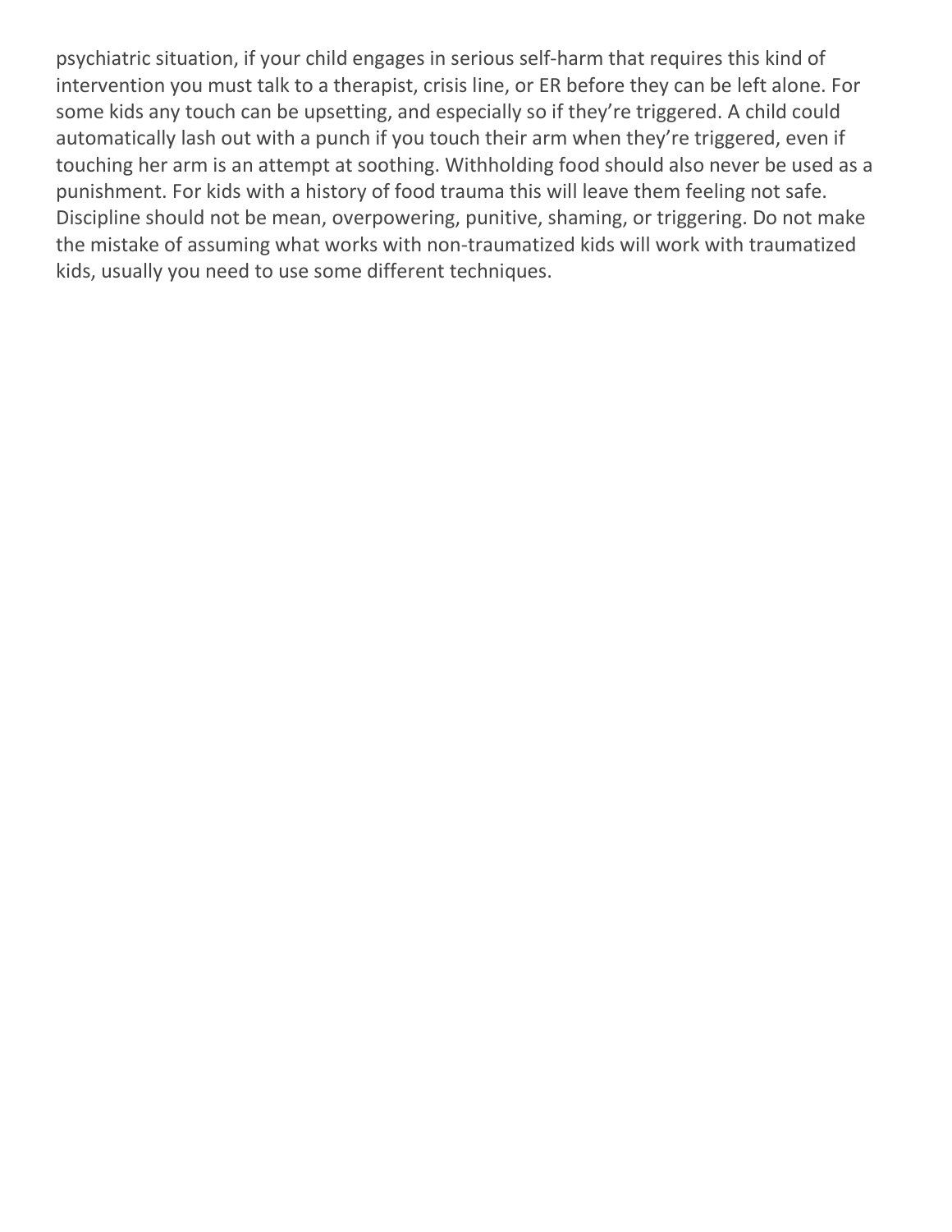psychiatric situation, if your child engages in serious self-harm that requires this kind of intervention you must talk to a therapist, crisis line, or ER before they can be left alone. For some kids any touch can be upsetting, and especially so if they're triggered. A child could automatically lash out with a punch if you touch their arm when they're triggered, even if touching her arm is an attempt at soothing. Withholding food should also never be used as a punishment. For kids with a history of food trauma this will leave them feeling not safe. Discipline should not be mean, overpowering, punitive, shaming, or triggering. Do not make the mistake of assuming what works with non-traumatized kids will work with traumatized kids, usually you need to use some different techniques.